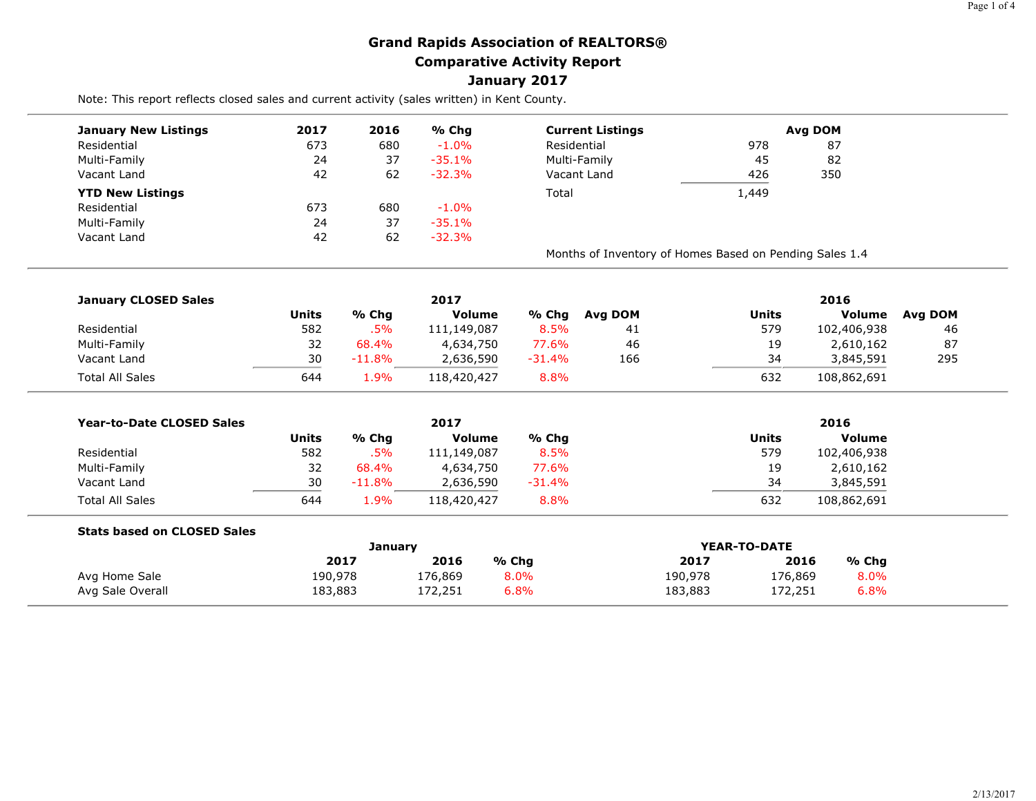# Grand Rapids Association of REALTORS®
## Comparative Activity Report
## January 2017

Note: This report reflects closed sales and current activity (sales written) in Kent County.

| January New Listings | 2017 | 2016 | % Chg |
|---|---|---|---|
| Residential | 673 | 680 | -1.0% |
| Multi-Family | 24 | 37 | -35.1% |
| Vacant Land | 42 | 62 | -32.3% |
| **YTD New Listings** | | | |
| Residential | 673 | 680 | -1.0% |
| Multi-Family | 24 | 37 | -35.1% |
| Vacant Land | 42 | 62 | -32.3% |

| Current Listings | | Avg DOM |
|---|---|---|
| Residential | 978 | 87 |
| Multi-Family | 45 | 82 |
| Vacant Land | 426 | 350 |
| Total | 1,449 | |

Months of Inventory of Homes Based on Pending Sales 1.4

| January CLOSED Sales | 2017 | | | | | 2016 | | |
|---|---|---|---|---|---|---|---|---|
| | Units | % Chg | Volume | % Chg | Avg DOM | Units | Volume | Avg DOM |
| Residential | 582 | .5% | 111,149,087 | 8.5% | 41 | 579 | 102,406,938 | 46 |
| Multi-Family | 32 | 68.4% | 4,634,750 | 77.6% | 46 | 19 | 2,610,162 | 87 |
| Vacant Land | 30 | -11.8% | 2,636,590 | -31.4% | 166 | 34 | 3,845,591 | 295 |
| Total All Sales | 644 | 1.9% | 118,420,427 | 8.8% | | 632 | 108,862,691 | |

| Year-to-Date CLOSED Sales | 2017 | | | | 2016 | |
|---|---|---|---|---|---|---|
| | Units | % Chg | Volume | % Chg | Units | Volume |
| Residential | 582 | .5% | 111,149,087 | 8.5% | 579 | 102,406,938 |
| Multi-Family | 32 | 68.4% | 4,634,750 | 77.6% | 19 | 2,610,162 |
| Vacant Land | 30 | -11.8% | 2,636,590 | -31.4% | 34 | 3,845,591 |
| Total All Sales | 644 | 1.9% | 118,420,427 | 8.8% | 632 | 108,862,691 |

| Stats based on CLOSED Sales | January | | | YEAR-TO-DATE | | |
|---|---|---|---|---|---|---|
| | 2017 | 2016 | % Chg | 2017 | 2016 | % Chg |
| Avg Home Sale | 190,978 | 176,869 | 8.0% | 190,978 | 176,869 | 8.0% |
| Avg Sale Overall | 183,883 | 172,251 | 6.8% | 183,883 | 172,251 | 6.8% |

2/13/2017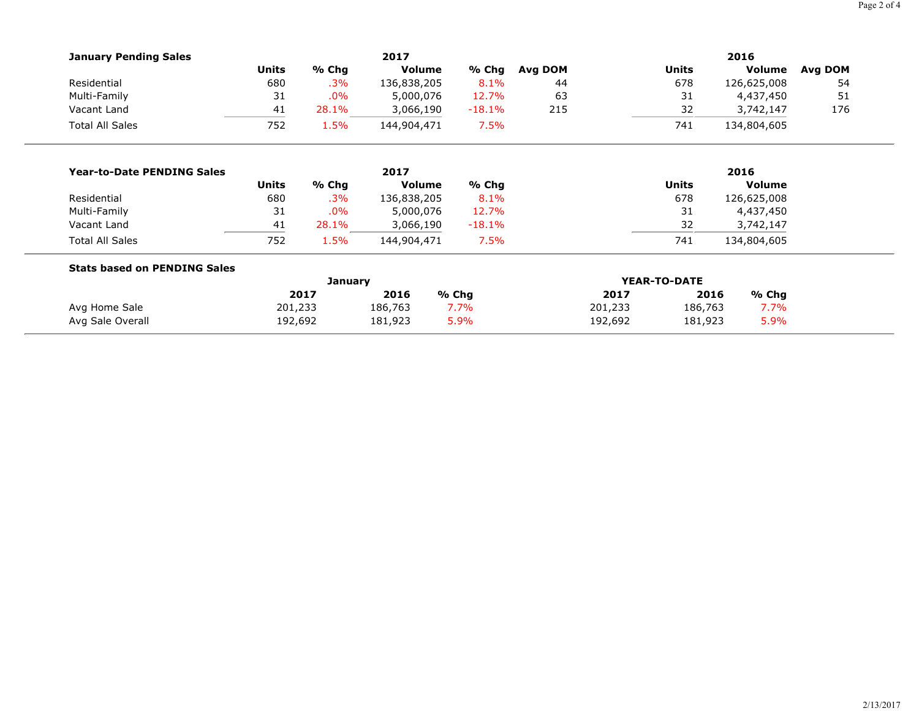### January Pending Sales

| | 2017 | | | | | 2016 | | |
|---|---|---|---|---|---|---|---|---|
| | Units | % Chg | Volume | % Chg | Avg DOM | Units | Volume | Avg DOM |
| Residential | 680 | .3% | 136,838,205 | 8.1% | 44 | 678 | 126,625,008 | 54 |
| Multi-Family | 31 | .0% | 5,000,076 | 12.7% | 63 | 31 | 4,437,450 | 51 |
| Vacant Land | 41 | 28.1% | 3,066,190 | -18.1% | 215 | 32 | 3,742,147 | 176 |
| Total All Sales | 752 | 1.5% | 144,904,471 | 7.5% | | 741 | 134,804,605 | |

### Year-to-Date PENDING Sales

| | 2017 | | | | 2016 | |
|---|---|---|---|---|---|---|
| | Units | % Chg | Volume | % Chg | Units | Volume |
| Residential | 680 | .3% | 136,838,205 | 8.1% | 678 | 126,625,008 |
| Multi-Family | 31 | .0% | 5,000,076 | 12.7% | 31 | 4,437,450 |
| Vacant Land | 41 | 28.1% | 3,066,190 | -18.1% | 32 | 3,742,147 |
| Total All Sales | 752 | 1.5% | 144,904,471 | 7.5% | 741 | 134,804,605 |

### Stats based on PENDING Sales

| | January | | | YEAR-TO-DATE | | |
|---|---|---|---|---|---|---|
| | 2017 | 2016 | % Chg | 2017 | 2016 | % Chg |
| Avg Home Sale | 201,233 | 186,763 | 7.7% | 201,233 | 186,763 | 7.7% |
| Avg Sale Overall | 192,692 | 181,923 | 5.9% | 192,692 | 181,923 | 5.9% |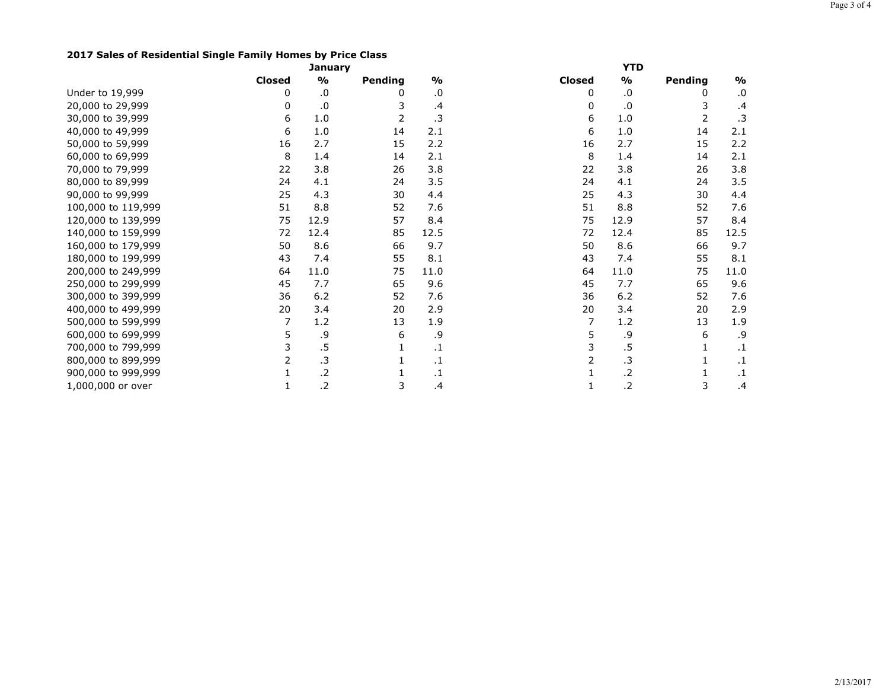### 2017 Sales of Residential Single Family Homes by Price Class

| | January | | | | YTD | | | |
|---|---|---|---|---|---|---|---|---|
| | **Closed** | **%** | **Pending** | **%** | **Closed** | **%** | **Pending** | **%** |
| Under to 19,999 | 0 | .0 | 0 | .0 | 0 | .0 | 0 | .0 |
| 20,000 to 29,999 | 0 | .0 | 3 | .4 | 0 | .0 | 3 | .4 |
| 30,000 to 39,999 | 6 | 1.0 | 2 | .3 | 6 | 1.0 | 2 | .3 |
| 40,000 to 49,999 | 6 | 1.0 | 14 | 2.1 | 6 | 1.0 | 14 | 2.1 |
| 50,000 to 59,999 | 16 | 2.7 | 15 | 2.2 | 16 | 2.7 | 15 | 2.2 |
| 60,000 to 69,999 | 8 | 1.4 | 14 | 2.1 | 8 | 1.4 | 14 | 2.1 |
| 70,000 to 79,999 | 22 | 3.8 | 26 | 3.8 | 22 | 3.8 | 26 | 3.8 |
| 80,000 to 89,999 | 24 | 4.1 | 24 | 3.5 | 24 | 4.1 | 24 | 3.5 |
| 90,000 to 99,999 | 25 | 4.3 | 30 | 4.4 | 25 | 4.3 | 30 | 4.4 |
| 100,000 to 119,999 | 51 | 8.8 | 52 | 7.6 | 51 | 8.8 | 52 | 7.6 |
| 120,000 to 139,999 | 75 | 12.9 | 57 | 8.4 | 75 | 12.9 | 57 | 8.4 |
| 140,000 to 159,999 | 72 | 12.4 | 85 | 12.5 | 72 | 12.4 | 85 | 12.5 |
| 160,000 to 179,999 | 50 | 8.6 | 66 | 9.7 | 50 | 8.6 | 66 | 9.7 |
| 180,000 to 199,999 | 43 | 7.4 | 55 | 8.1 | 43 | 7.4 | 55 | 8.1 |
| 200,000 to 249,999 | 64 | 11.0 | 75 | 11.0 | 64 | 11.0 | 75 | 11.0 |
| 250,000 to 299,999 | 45 | 7.7 | 65 | 9.6 | 45 | 7.7 | 65 | 9.6 |
| 300,000 to 399,999 | 36 | 6.2 | 52 | 7.6 | 36 | 6.2 | 52 | 7.6 |
| 400,000 to 499,999 | 20 | 3.4 | 20 | 2.9 | 20 | 3.4 | 20 | 2.9 |
| 500,000 to 599,999 | 7 | 1.2 | 13 | 1.9 | 7 | 1.2 | 13 | 1.9 |
| 600,000 to 699,999 | 5 | .9 | 6 | .9 | 5 | .9 | 6 | .9 |
| 700,000 to 799,999 | 3 | .5 | 1 | .1 | 3 | .5 | 1 | .1 |
| 800,000 to 899,999 | 2 | .3 | 1 | .1 | 2 | .3 | 1 | .1 |
| 900,000 to 999,999 | 1 | .2 | 1 | .1 | 1 | .2 | 1 | .1 |
| 1,000,000 or over | 1 | .2 | 3 | .4 | 1 | .2 | 3 | .4 |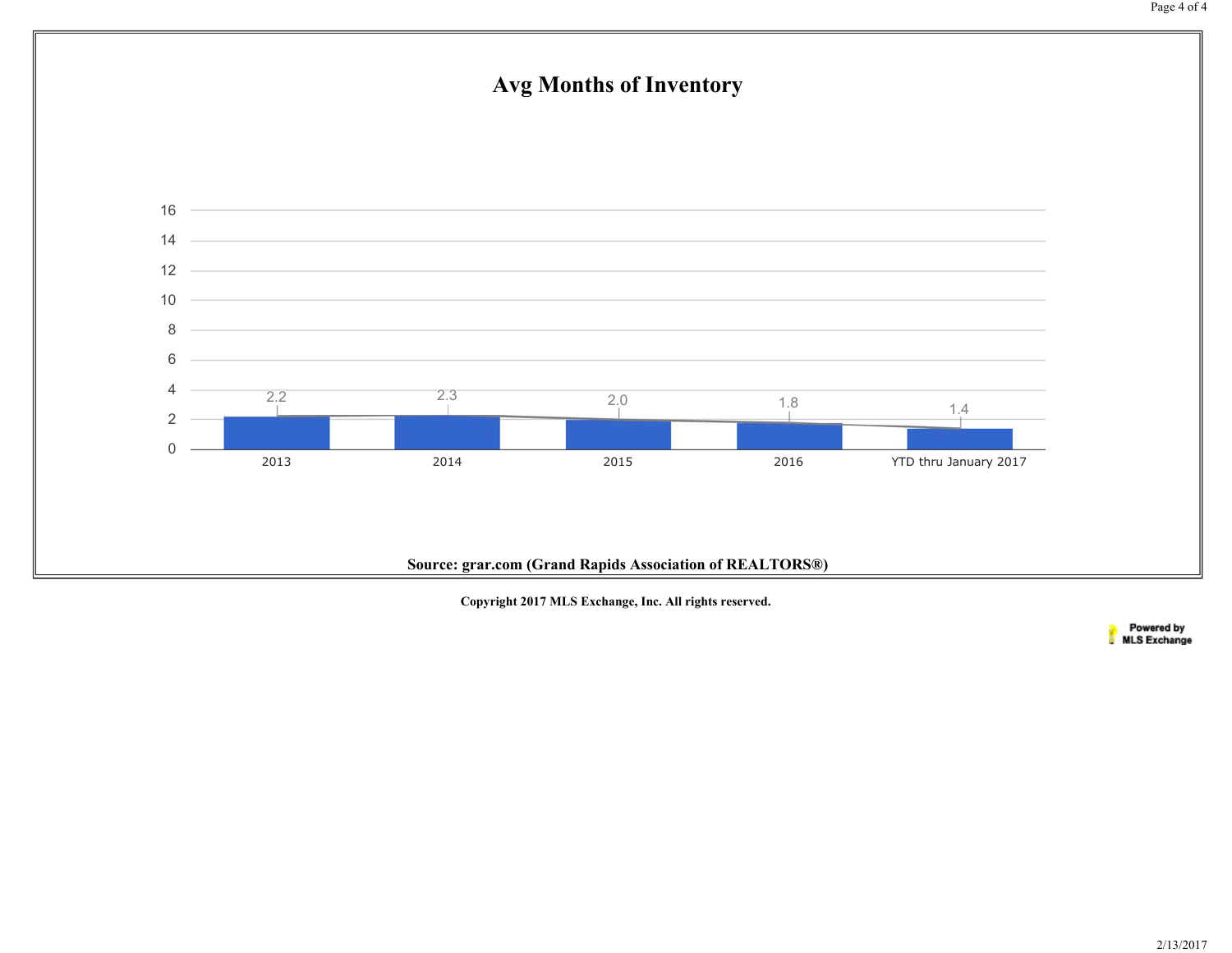# Avg Months of Inventory

16
14
12
10
8
6
4
2
0

2.2
2.3
2.0
1.8
1.4

2013
2014
2015
2016
YTD thru January 2017

**Source: grar.com (Grand Rapids Association of REALTORS®)**

**Copyright 2017 MLS Exchange, Inc. All rights reserved.**

Powered by MLS Exchange